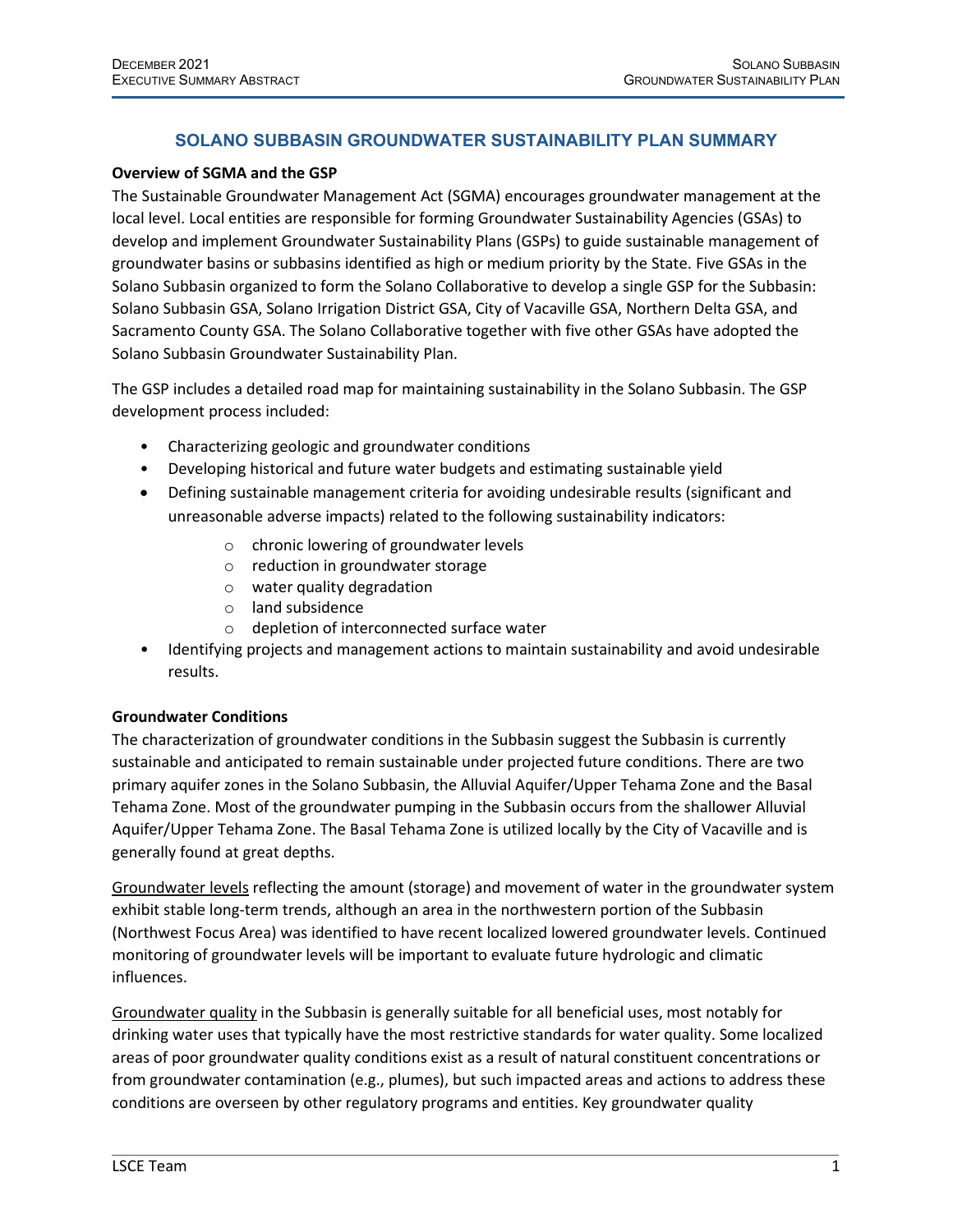# SOLANO SUBBASIN GROUNDWATER SUSTAINABILITY PLAN SUMMARY

**Overview of SGMA and the GSP**

The Sustainable Groundwater Management Act (SGMA) encourages groundwater management at the local level. Local entities are responsible for forming Groundwater Sustainability Agencies (GSAs) to develop and implement Groundwater Sustainability Plans (GSPs) to guide sustainable management of groundwater basins or subbasins identified as high or medium priority by the State. Five GSAs in the Solano Subbasin organized to form the Solano Collaborative to develop a single GSP for the Subbasin: Solano Subbasin GSA, Solano Irrigation District GSA, City of Vacaville GSA, Northern Delta GSA, and Sacramento County GSA. The Solano Collaborative together with five other GSAs have adopted the Solano Subbasin Groundwater Sustainability Plan.

The GSP includes a detailed road map for maintaining sustainability in the Solano Subbasin. The GSP development process included:

- Characterizing geologic and groundwater conditions
- Developing historical and future water budgets and estimating sustainable yield
- Defining sustainable management criteria for avoiding undesirable results (significant and unreasonable adverse impacts) related to the following sustainability indicators:
  - chronic lowering of groundwater levels
  - reduction in groundwater storage
  - water quality degradation
  - land subsidence
  - depletion of interconnected surface water
- Identifying projects and management actions to maintain sustainability and avoid undesirable results.

**Groundwater Conditions**

The characterization of groundwater conditions in the Subbasin suggest the Subbasin is currently sustainable and anticipated to remain sustainable under projected future conditions. There are two primary aquifer zones in the Solano Subbasin, the Alluvial Aquifer/Upper Tehama Zone and the Basal Tehama Zone. Most of the groundwater pumping in the Subbasin occurs from the shallower Alluvial Aquifer/Upper Tehama Zone. The Basal Tehama Zone is utilized locally by the City of Vacaville and is generally found at great depths.

<u>Groundwater levels</u> reflecting the amount (storage) and movement of water in the groundwater system exhibit stable long-term trends, although an area in the northwestern portion of the Subbasin (Northwest Focus Area) was identified to have recent localized lowered groundwater levels. Continued monitoring of groundwater levels will be important to evaluate future hydrologic and climatic influences.

<u>Groundwater quality</u> in the Subbasin is generally suitable for all beneficial uses, most notably for drinking water uses that typically have the most restrictive standards for water quality. Some localized areas of poor groundwater quality conditions exist as a result of natural constituent concentrations or from groundwater contamination (e.g., plumes), but such impacted areas and actions to address these conditions are overseen by other regulatory programs and entities. Key groundwater quality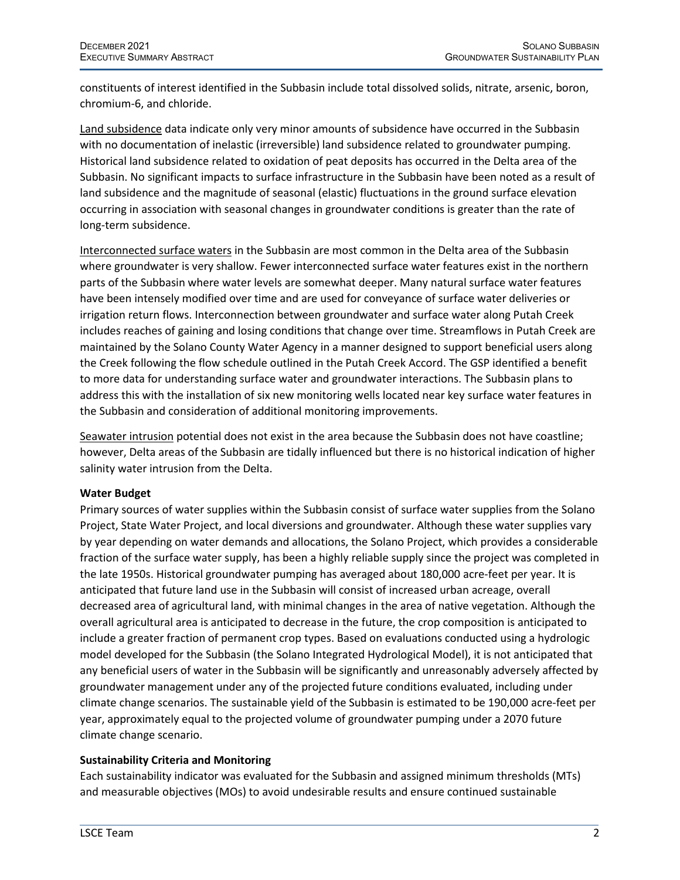constituents of interest identified in the Subbasin include total dissolved solids, nitrate, arsenic, boron, chromium-6, and chloride.

Land subsidence data indicate only very minor amounts of subsidence have occurred in the Subbasin with no documentation of inelastic (irreversible) land subsidence related to groundwater pumping. Historical land subsidence related to oxidation of peat deposits has occurred in the Delta area of the Subbasin. No significant impacts to surface infrastructure in the Subbasin have been noted as a result of land subsidence and the magnitude of seasonal (elastic) fluctuations in the ground surface elevation occurring in association with seasonal changes in groundwater conditions is greater than the rate of long-term subsidence.

Interconnected surface waters in the Subbasin are most common in the Delta area of the Subbasin where groundwater is very shallow. Fewer interconnected surface water features exist in the northern parts of the Subbasin where water levels are somewhat deeper. Many natural surface water features have been intensely modified over time and are used for conveyance of surface water deliveries or irrigation return flows. Interconnection between groundwater and surface water along Putah Creek includes reaches of gaining and losing conditions that change over time. Streamflows in Putah Creek are maintained by the Solano County Water Agency in a manner designed to support beneficial users along the Creek following the flow schedule outlined in the Putah Creek Accord. The GSP identified a benefit to more data for understanding surface water and groundwater interactions. The Subbasin plans to address this with the installation of six new monitoring wells located near key surface water features in the Subbasin and consideration of additional monitoring improvements.

Seawater intrusion potential does not exist in the area because the Subbasin does not have coastline; however, Delta areas of the Subbasin are tidally influenced but there is no historical indication of higher salinity water intrusion from the Delta.

**Water Budget**

Primary sources of water supplies within the Subbasin consist of surface water supplies from the Solano Project, State Water Project, and local diversions and groundwater. Although these water supplies vary by year depending on water demands and allocations, the Solano Project, which provides a considerable fraction of the surface water supply, has been a highly reliable supply since the project was completed in the late 1950s. Historical groundwater pumping has averaged about 180,000 acre-feet per year. It is anticipated that future land use in the Subbasin will consist of increased urban acreage, overall decreased area of agricultural land, with minimal changes in the area of native vegetation. Although the overall agricultural area is anticipated to decrease in the future, the crop composition is anticipated to include a greater fraction of permanent crop types. Based on evaluations conducted using a hydrologic model developed for the Subbasin (the Solano Integrated Hydrological Model), it is not anticipated that any beneficial users of water in the Subbasin will be significantly and unreasonably adversely affected by groundwater management under any of the projected future conditions evaluated, including under climate change scenarios. The sustainable yield of the Subbasin is estimated to be 190,000 acre-feet per year, approximately equal to the projected volume of groundwater pumping under a 2070 future climate change scenario.

**Sustainability Criteria and Monitoring**

Each sustainability indicator was evaluated for the Subbasin and assigned minimum thresholds (MTs) and measurable objectives (MOs) to avoid undesirable results and ensure continued sustainable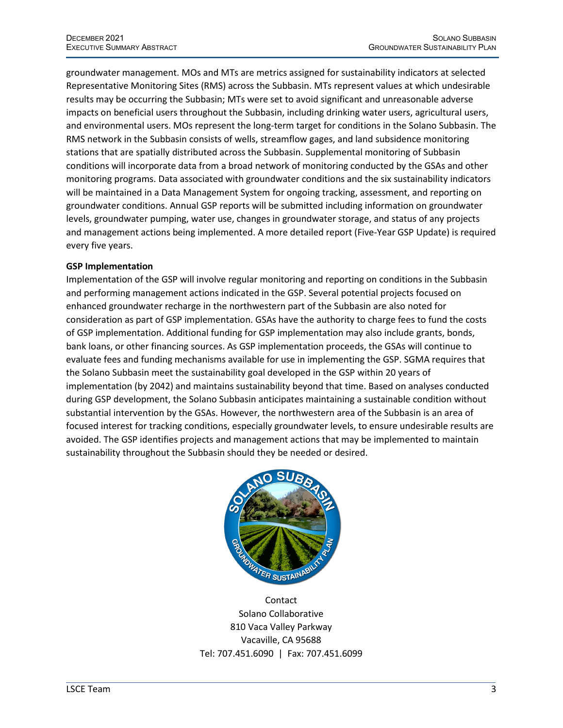groundwater management. MOs and MTs are metrics assigned for sustainability indicators at selected Representative Monitoring Sites (RMS) across the Subbasin. MTs represent values at which undesirable results may be occurring the Subbasin; MTs were set to avoid significant and unreasonable adverse impacts on beneficial users throughout the Subbasin, including drinking water users, agricultural users, and environmental users. MOs represent the long-term target for conditions in the Solano Subbasin. The RMS network in the Subbasin consists of wells, streamflow gages, and land subsidence monitoring stations that are spatially distributed across the Subbasin. Supplemental monitoring of Subbasin conditions will incorporate data from a broad network of monitoring conducted by the GSAs and other monitoring programs. Data associated with groundwater conditions and the six sustainability indicators will be maintained in a Data Management System for ongoing tracking, assessment, and reporting on groundwater conditions. Annual GSP reports will be submitted including information on groundwater levels, groundwater pumping, water use, changes in groundwater storage, and status of any projects and management actions being implemented. A more detailed report (Five-Year GSP Update) is required every five years.

**GSP Implementation**

Implementation of the GSP will involve regular monitoring and reporting on conditions in the Subbasin and performing management actions indicated in the GSP. Several potential projects focused on enhanced groundwater recharge in the northwestern part of the Subbasin are also noted for consideration as part of GSP implementation. GSAs have the authority to charge fees to fund the costs of GSP implementation. Additional funding for GSP implementation may also include grants, bonds, bank loans, or other financing sources. As GSP implementation proceeds, the GSAs will continue to evaluate fees and funding mechanisms available for use in implementing the GSP. SGMA requires that the Solano Subbasin meet the sustainability goal developed in the GSP within 20 years of implementation (by 2042) and maintains sustainability beyond that time. Based on analyses conducted during GSP development, the Solano Subbasin anticipates maintaining a sustainable condition without substantial intervention by the GSAs. However, the northwestern area of the Subbasin is an area of focused interest for tracking conditions, especially groundwater levels, to ensure undesirable results are avoided. The GSP identifies projects and management actions that may be implemented to maintain sustainability throughout the Subbasin should they be needed or desired.

Contact
Solano Collaborative
810 Vaca Valley Parkway
Vacaville, CA 95688
Tel: 707.451.6090 | Fax: 707.451.6099